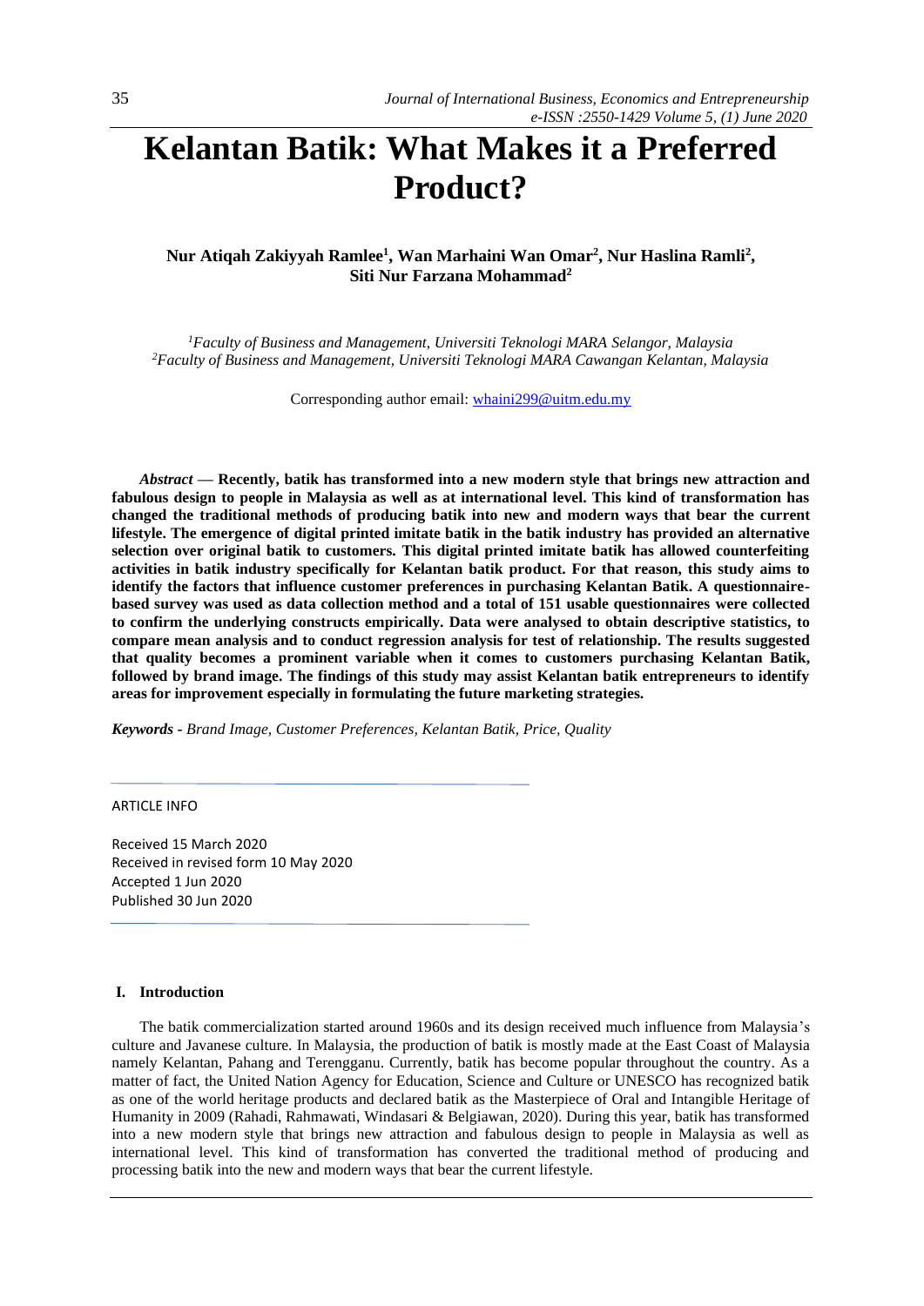# Kelantan Batik: What Makes it a Preferred Product?

**Nur Atiqah Zakiyyah Ramlee[1], Wan Marhaini Wan Omar[2], Nur Haslina Ramli[2], Siti Nur Farzana Mohammad[2]**

*[1]Faculty of Business and Management, Universiti Teknologi MARA Selangor, Malaysia*
*[2]Faculty of Business and Management, Universiti Teknologi MARA Cawangan Kelantan, Malaysia*

Corresponding author email: whaini299@uitm.edu.my

***Abstract* — Recently, batik has transformed into a new modern style that brings new attraction and fabulous design to people in Malaysia as well as at international level. This kind of transformation has changed the traditional methods of producing batik into new and modern ways that bear the current lifestyle. The emergence of digital printed imitate batik in the batik industry has provided an alternative selection over original batik to customers. This digital printed imitate batik has allowed counterfeiting activities in batik industry specifically for Kelantan batik product. For that reason, this study aims to identify the factors that influence customer preferences in purchasing Kelantan Batik. A questionnaire-based survey was used as data collection method and a total of 151 usable questionnaires were collected to confirm the underlying constructs empirically. Data were analysed to obtain descriptive statistics, to compare mean analysis and to conduct regression analysis for test of relationship. The results suggested that quality becomes a prominent variable when it comes to customers purchasing Kelantan Batik, followed by brand image. The findings of this study may assist Kelantan batik entrepreneurs to identify areas for improvement especially in formulating the future marketing strategies.**

***Keywords** - Brand Image, Customer Preferences, Kelantan Batik, Price, Quality*

ARTICLE INFO

Received 15 March 2020
Received in revised form 10 May 2020
Accepted 1 Jun 2020
Published 30 Jun 2020

## I. Introduction

The batik commercialization started around 1960s and its design received much influence from Malaysia's culture and Javanese culture. In Malaysia, the production of batik is mostly made at the East Coast of Malaysia namely Kelantan, Pahang and Terengganu. Currently, batik has become popular throughout the country. As a matter of fact, the United Nation Agency for Education, Science and Culture or UNESCO has recognized batik as one of the world heritage products and declared batik as the Masterpiece of Oral and Intangible Heritage of Humanity in 2009 (Rahadi, Rahmawati, Windasari & Belgiawan, 2020). During this year, batik has transformed into a new modern style that brings new attraction and fabulous design to people in Malaysia as well as international level. This kind of transformation has converted the traditional method of producing and processing batik into the new and modern ways that bear the current lifestyle.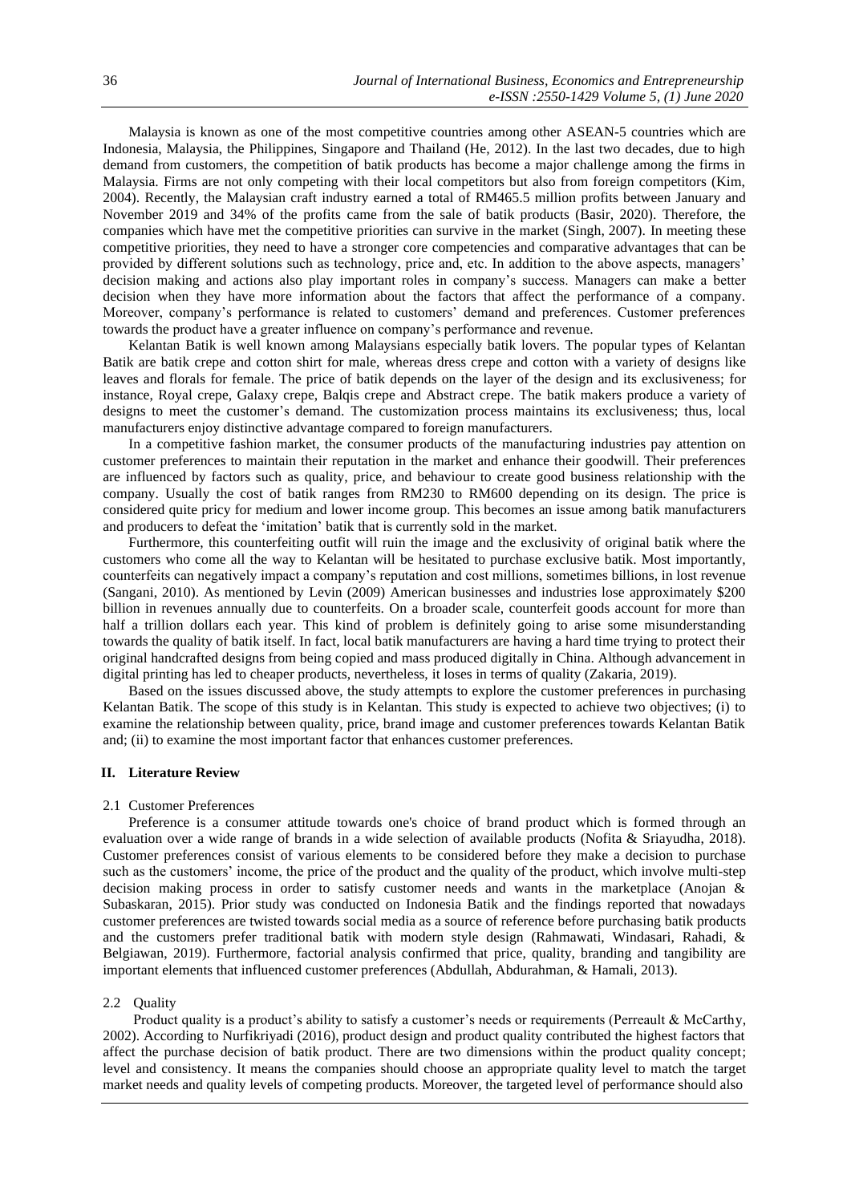Malaysia is known as one of the most competitive countries among other ASEAN-5 countries which are Indonesia, Malaysia, the Philippines, Singapore and Thailand (He, 2012). In the last two decades, due to high demand from customers, the competition of batik products has become a major challenge among the firms in Malaysia. Firms are not only competing with their local competitors but also from foreign competitors (Kim, 2004). Recently, the Malaysian craft industry earned a total of RM465.5 million profits between January and November 2019 and 34% of the profits came from the sale of batik products (Basir, 2020). Therefore, the companies which have met the competitive priorities can survive in the market (Singh, 2007). In meeting these competitive priorities, they need to have a stronger core competencies and comparative advantages that can be provided by different solutions such as technology, price and, etc. In addition to the above aspects, managers' decision making and actions also play important roles in company's success. Managers can make a better decision when they have more information about the factors that affect the performance of a company. Moreover, company's performance is related to customers' demand and preferences. Customer preferences towards the product have a greater influence on company's performance and revenue.

Kelantan Batik is well known among Malaysians especially batik lovers. The popular types of Kelantan Batik are batik crepe and cotton shirt for male, whereas dress crepe and cotton with a variety of designs like leaves and florals for female. The price of batik depends on the layer of the design and its exclusiveness; for instance, Royal crepe, Galaxy crepe, Balqis crepe and Abstract crepe. The batik makers produce a variety of designs to meet the customer's demand. The customization process maintains its exclusiveness; thus, local manufacturers enjoy distinctive advantage compared to foreign manufacturers.

In a competitive fashion market, the consumer products of the manufacturing industries pay attention on customer preferences to maintain their reputation in the market and enhance their goodwill. Their preferences are influenced by factors such as quality, price, and behaviour to create good business relationship with the company. Usually the cost of batik ranges from RM230 to RM600 depending on its design. The price is considered quite pricy for medium and lower income group. This becomes an issue among batik manufacturers and producers to defeat the 'imitation' batik that is currently sold in the market.

Furthermore, this counterfeiting outfit will ruin the image and the exclusivity of original batik where the customers who come all the way to Kelantan will be hesitated to purchase exclusive batik. Most importantly, counterfeits can negatively impact a company's reputation and cost millions, sometimes billions, in lost revenue (Sangani, 2010). As mentioned by Levin (2009) American businesses and industries lose approximately \$200 billion in revenues annually due to counterfeits. On a broader scale, counterfeit goods account for more than half a trillion dollars each year. This kind of problem is definitely going to arise some misunderstanding towards the quality of batik itself. In fact, local batik manufacturers are having a hard time trying to protect their original handcrafted designs from being copied and mass produced digitally in China. Although advancement in digital printing has led to cheaper products, nevertheless, it loses in terms of quality (Zakaria, 2019).

Based on the issues discussed above, the study attempts to explore the customer preferences in purchasing Kelantan Batik. The scope of this study is in Kelantan. This study is expected to achieve two objectives; (i) to examine the relationship between quality, price, brand image and customer preferences towards Kelantan Batik and; (ii) to examine the most important factor that enhances customer preferences.

## II. Literature Review

### 2.1 Customer Preferences

Preference is a consumer attitude towards one's choice of brand product which is formed through an evaluation over a wide range of brands in a wide selection of available products (Nofita & Sriayudha, 2018). Customer preferences consist of various elements to be considered before they make a decision to purchase such as the customers' income, the price of the product and the quality of the product, which involve multi-step decision making process in order to satisfy customer needs and wants in the marketplace (Anojan & Subaskaran, 2015). Prior study was conducted on Indonesia Batik and the findings reported that nowadays customer preferences are twisted towards social media as a source of reference before purchasing batik products and the customers prefer traditional batik with modern style design (Rahmawati, Windasari, Rahadi, & Belgiawan, 2019). Furthermore, factorial analysis confirmed that price, quality, branding and tangibility are important elements that influenced customer preferences (Abdullah, Abdurahman, & Hamali, 2013).

### 2.2 Quality

Product quality is a product's ability to satisfy a customer's needs or requirements (Perreault & McCarthy, 2002). According to Nurfikriyadi (2016), product design and product quality contributed the highest factors that affect the purchase decision of batik product. There are two dimensions within the product quality concept; level and consistency. It means the companies should choose an appropriate quality level to match the target market needs and quality levels of competing products. Moreover, the targeted level of performance should also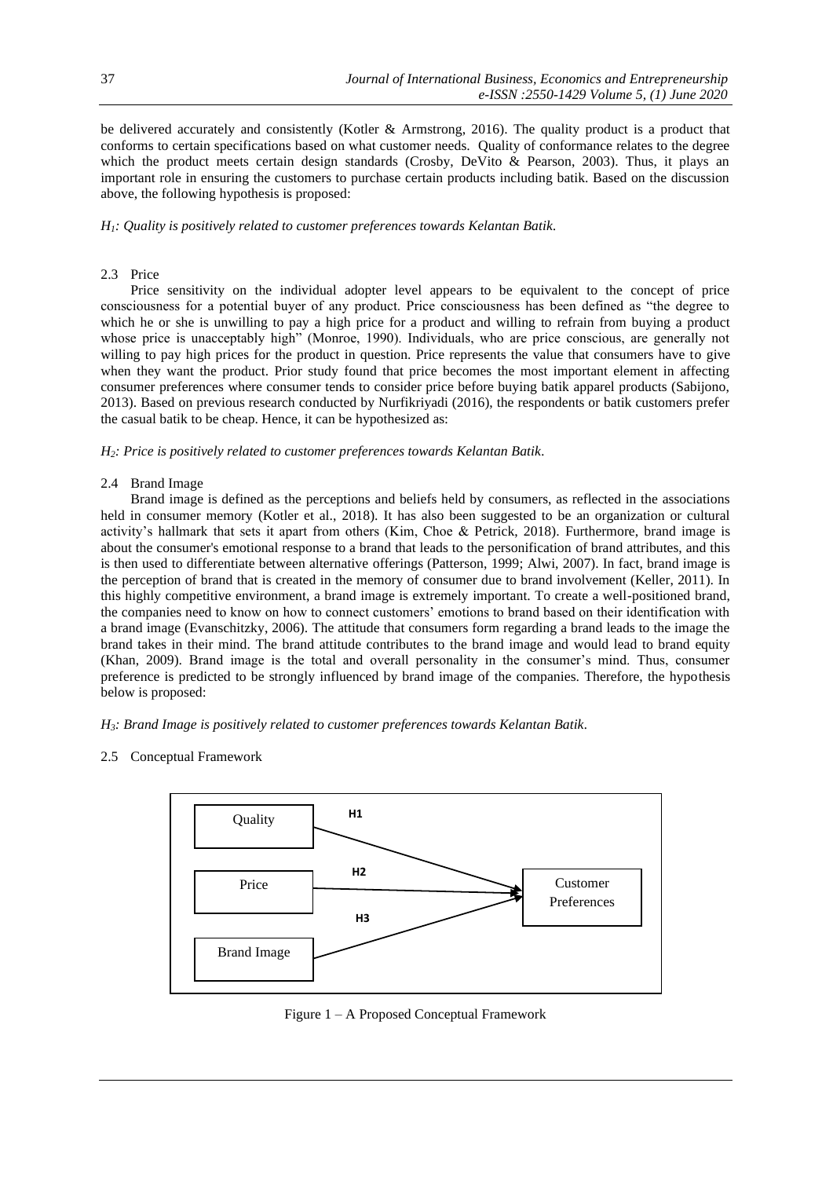be delivered accurately and consistently (Kotler & Armstrong, 2016). The quality product is a product that conforms to certain specifications based on what customer needs. Quality of conformance relates to the degree which the product meets certain design standards (Crosby, DeVito & Pearson, 2003). Thus, it plays an important role in ensuring the customers to purchase certain products including batik. Based on the discussion above, the following hypothesis is proposed:

*$H_1$: Quality is positively related to customer preferences towards Kelantan Batik.*

### 2.3 Price

Price sensitivity on the individual adopter level appears to be equivalent to the concept of price consciousness for a potential buyer of any product. Price consciousness has been defined as "the degree to which he or she is unwilling to pay a high price for a product and willing to refrain from buying a product whose price is unacceptably high" (Monroe, 1990). Individuals, who are price conscious, are generally not willing to pay high prices for the product in question. Price represents the value that consumers have to give when they want the product. Prior study found that price becomes the most important element in affecting consumer preferences where consumer tends to consider price before buying batik apparel products (Sabijono, 2013). Based on previous research conducted by Nurfikriyadi (2016), the respondents or batik customers prefer the casual batik to be cheap. Hence, it can be hypothesized as:

*$H_2$: Price is positively related to customer preferences towards Kelantan Batik.*

### 2.4 Brand Image

Brand image is defined as the perceptions and beliefs held by consumers, as reflected in the associations held in consumer memory (Kotler et al., 2018). It has also been suggested to be an organization or cultural activity's hallmark that sets it apart from others (Kim, Choe & Petrick, 2018). Furthermore, brand image is about the consumer's emotional response to a brand that leads to the personification of brand attributes, and this is then used to differentiate between alternative offerings (Patterson, 1999; Alwi, 2007). In fact, brand image is the perception of brand that is created in the memory of consumer due to brand involvement (Keller, 2011). In this highly competitive environment, a brand image is extremely important. To create a well-positioned brand, the companies need to know on how to connect customers' emotions to brand based on their identification with a brand image (Evanschitzky, 2006). The attitude that consumers form regarding a brand leads to the image the brand takes in their mind. The brand attitude contributes to the brand image and would lead to brand equity (Khan, 2009). Brand image is the total and overall personality in the consumer's mind. Thus, consumer preference is predicted to be strongly influenced by brand image of the companies. Therefore, the hypothesis below is proposed:

*$H_3$: Brand Image is positively related to customer preferences towards Kelantan Batik.*

### 2.5 Conceptual Framework

Quality — H1 → Customer Preferences

Price — H2 → Customer Preferences

Brand Image — H3 → Customer Preferences

Figure 1 – A Proposed Conceptual Framework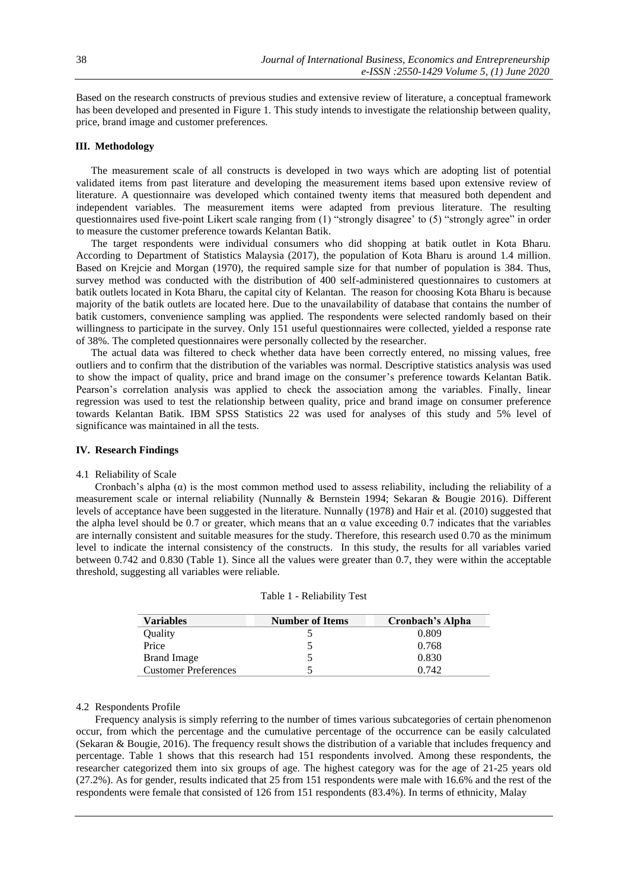Based on the research constructs of previous studies and extensive review of literature, a conceptual framework has been developed and presented in Figure 1. This study intends to investigate the relationship between quality, price, brand image and customer preferences.

## III. Methodology

The measurement scale of all constructs is developed in two ways which are adopting list of potential validated items from past literature and developing the measurement items based upon extensive review of literature. A questionnaire was developed which contained twenty items that measured both dependent and independent variables. The measurement items were adapted from previous literature. The resulting questionnaires used five-point Likert scale ranging from (1) "strongly disagree' to (5) "strongly agree" in order to measure the customer preference towards Kelantan Batik.

The target respondents were individual consumers who did shopping at batik outlet in Kota Bharu. According to Department of Statistics Malaysia (2017), the population of Kota Bharu is around 1.4 million. Based on Krejcie and Morgan (1970), the required sample size for that number of population is 384. Thus, survey method was conducted with the distribution of 400 self-administered questionnaires to customers at batik outlets located in Kota Bharu, the capital city of Kelantan. The reason for choosing Kota Bharu is because majority of the batik outlets are located here. Due to the unavailability of database that contains the number of batik customers, convenience sampling was applied. The respondents were selected randomly based on their willingness to participate in the survey. Only 151 useful questionnaires were collected, yielded a response rate of 38%. The completed questionnaires were personally collected by the researcher.

The actual data was filtered to check whether data have been correctly entered, no missing values, free outliers and to confirm that the distribution of the variables was normal. Descriptive statistics analysis was used to show the impact of quality, price and brand image on the consumer's preference towards Kelantan Batik. Pearson's correlation analysis was applied to check the association among the variables. Finally, linear regression was used to test the relationship between quality, price and brand image on consumer preference towards Kelantan Batik. IBM SPSS Statistics 22 was used for analyses of this study and 5% level of significance was maintained in all the tests.

## IV. Research Findings

### 4.1 Reliability of Scale

Cronbach's alpha (α) is the most common method used to assess reliability, including the reliability of a measurement scale or internal reliability (Nunnally & Bernstein 1994; Sekaran & Bougie 2016). Different levels of acceptance have been suggested in the literature. Nunnally (1978) and Hair et al. (2010) suggested that the alpha level should be 0.7 or greater, which means that an α value exceeding 0.7 indicates that the variables are internally consistent and suitable measures for the study. Therefore, this research used 0.70 as the minimum level to indicate the internal consistency of the constructs. In this study, the results for all variables varied between 0.742 and 0.830 (Table 1). Since all the values were greater than 0.7, they were within the acceptable threshold, suggesting all variables were reliable.

Table 1 - Reliability Test

| Variables | Number of Items | Cronbach's Alpha |
|---|---|---|
| Quality | 5 | 0.809 |
| Price | 5 | 0.768 |
| Brand Image | 5 | 0.830 |
| Customer Preferences | 5 | 0.742 |

### 4.2 Respondents Profile

Frequency analysis is simply referring to the number of times various subcategories of certain phenomenon occur, from which the percentage and the cumulative percentage of the occurrence can be easily calculated (Sekaran & Bougie, 2016). The frequency result shows the distribution of a variable that includes frequency and percentage. Table 1 shows that this research had 151 respondents involved. Among these respondents, the researcher categorized them into six groups of age. The highest category was for the age of 21-25 years old (27.2%). As for gender, results indicated that 25 from 151 respondents were male with 16.6% and the rest of the respondents were female that consisted of 126 from 151 respondents (83.4%). In terms of ethnicity, Malay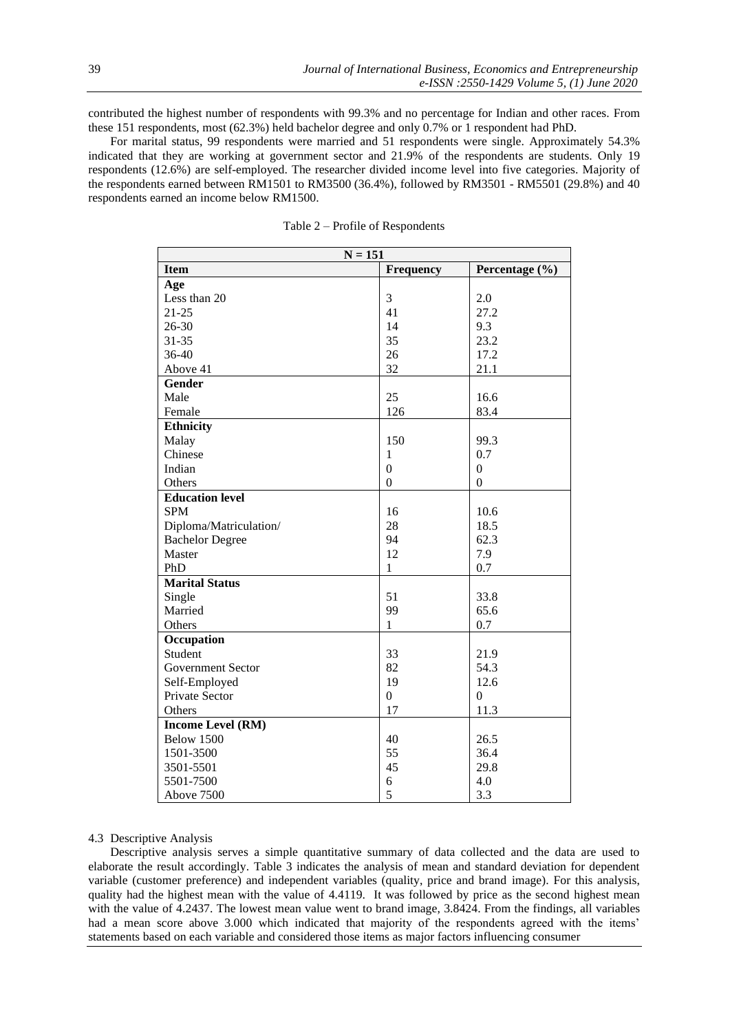contributed the highest number of respondents with 99.3% and no percentage for Indian and other races. From these 151 respondents, most (62.3%) held bachelor degree and only 0.7% or 1 respondent had PhD.

For marital status, 99 respondents were married and 51 respondents were single. Approximately 54.3% indicated that they are working at government sector and 21.9% of the respondents are students. Only 19 respondents (12.6%) are self-employed. The researcher divided income level into five categories. Majority of the respondents earned between RM1501 to RM3500 (36.4%), followed by RM3501 - RM5501 (29.8%) and 40 respondents earned an income below RM1500.

Table 2 – Profile of Respondents

| N = 151 | | |
|---|---|---|
| **Item** | **Frequency** | **Percentage (%)** |
| **Age** | | |
| Less than 20 | 3 | 2.0 |
| 21-25 | 41 | 27.2 |
| 26-30 | 14 | 9.3 |
| 31-35 | 35 | 23.2 |
| 36-40 | 26 | 17.2 |
| Above 41 | 32 | 21.1 |
| **Gender** | | |
| Male | 25 | 16.6 |
| Female | 126 | 83.4 |
| **Ethnicity** | | |
| Malay | 150 | 99.3 |
| Chinese | 1 | 0.7 |
| Indian | 0 | 0 |
| Others | 0 | 0 |
| **Education level** | | |
| SPM | 16 | 10.6 |
| Diploma/Matriculation/ | 28 | 18.5 |
| Bachelor Degree | 94 | 62.3 |
| Master | 12 | 7.9 |
| PhD | 1 | 0.7 |
| **Marital Status** | | |
| Single | 51 | 33.8 |
| Married | 99 | 65.6 |
| Others | 1 | 0.7 |
| **Occupation** | | |
| Student | 33 | 21.9 |
| Government Sector | 82 | 54.3 |
| Self-Employed | 19 | 12.6 |
| Private Sector | 0 | 0 |
| Others | 17 | 11.3 |
| **Income Level (RM)** | | |
| Below 1500 | 40 | 26.5 |
| 1501-3500 | 55 | 36.4 |
| 3501-5501 | 45 | 29.8 |
| 5501-7500 | 6 | 4.0 |
| Above 7500 | 5 | 3.3 |

### 4.3 Descriptive Analysis

Descriptive analysis serves a simple quantitative summary of data collected and the data are used to elaborate the result accordingly. Table 3 indicates the analysis of mean and standard deviation for dependent variable (customer preference) and independent variables (quality, price and brand image). For this analysis, quality had the highest mean with the value of 4.4119. It was followed by price as the second highest mean with the value of 4.2437. The lowest mean value went to brand image, 3.8424. From the findings, all variables had a mean score above 3.000 which indicated that majority of the respondents agreed with the items' statements based on each variable and considered those items as major factors influencing consumer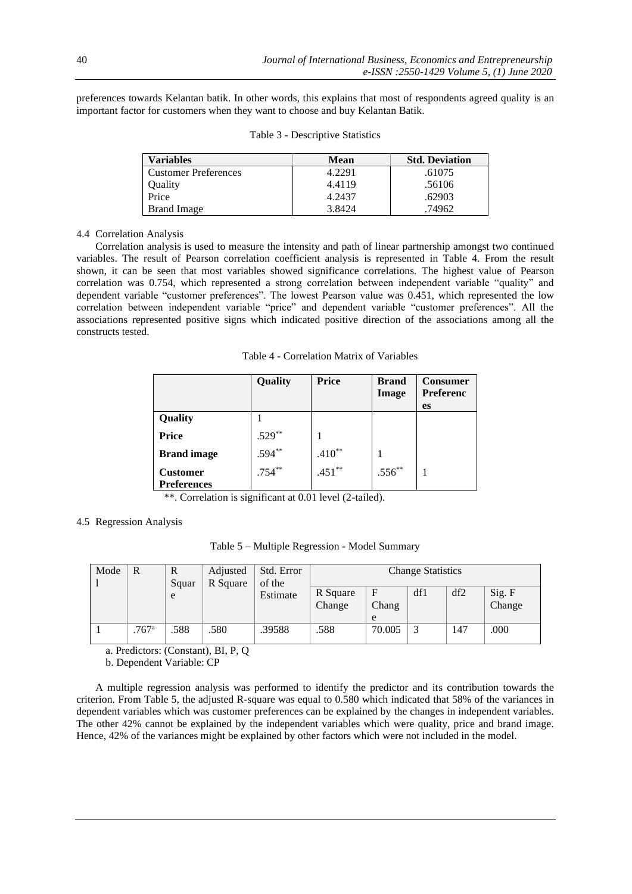preferences towards Kelantan batik. In other words, this explains that most of respondents agreed quality is an important factor for customers when they want to choose and buy Kelantan Batik.

Table 3 - Descriptive Statistics

| Variables | Mean | Std. Deviation |
|---|---|---|
| Customer Preferences | 4.2291 | .61075 |
| Quality | 4.4119 | .56106 |
| Price | 4.2437 | .62903 |
| Brand Image | 3.8424 | .74962 |

### 4.4 Correlation Analysis

Correlation analysis is used to measure the intensity and path of linear partnership amongst two continued variables. The result of Pearson correlation coefficient analysis is represented in Table 4. From the result shown, it can be seen that most variables showed significance correlations. The highest value of Pearson correlation was 0.754, which represented a strong correlation between independent variable "quality" and dependent variable "customer preferences". The lowest Pearson value was 0.451, which represented the low correlation between independent variable "price" and dependent variable "customer preferences". All the associations represented positive signs which indicated positive direction of the associations among all the constructs tested.

Table 4 - Correlation Matrix of Variables

| | Quality | Price | Brand Image | Consumer Preferences |
|---|---|---|---|---|
| **Quality** | 1 | | | |
| **Price** | .529** | 1 | | |
| **Brand image** | .594** | .410** | 1 | |
| **Customer Preferences** | .754** | .451** | .556** | 1 |

**. Correlation is significant at 0.01 level (2-tailed).

### 4.5 Regression Analysis

Table 5 – Multiple Regression - Model Summary

| Model | R | R Square | Adjusted R Square | Std. Error of the Estimate | Change Statistics | | | | |
|---|---|---|---|---|---|---|---|---|---|
| | | | | | R Square Change | F Change | df1 | df2 | Sig. F Change |
| 1 | .767[a] | .588 | .580 | .39588 | .588 | 70.005 | 3 | 147 | .000 |

a. Predictors: (Constant), BI, P, Q

b. Dependent Variable: CP

A multiple regression analysis was performed to identify the predictor and its contribution towards the criterion. From Table 5, the adjusted R-square was equal to 0.580 which indicated that 58% of the variances in dependent variables which was customer preferences can be explained by the changes in independent variables. The other 42% cannot be explained by the independent variables which were quality, price and brand image. Hence, 42% of the variances might be explained by other factors which were not included in the model.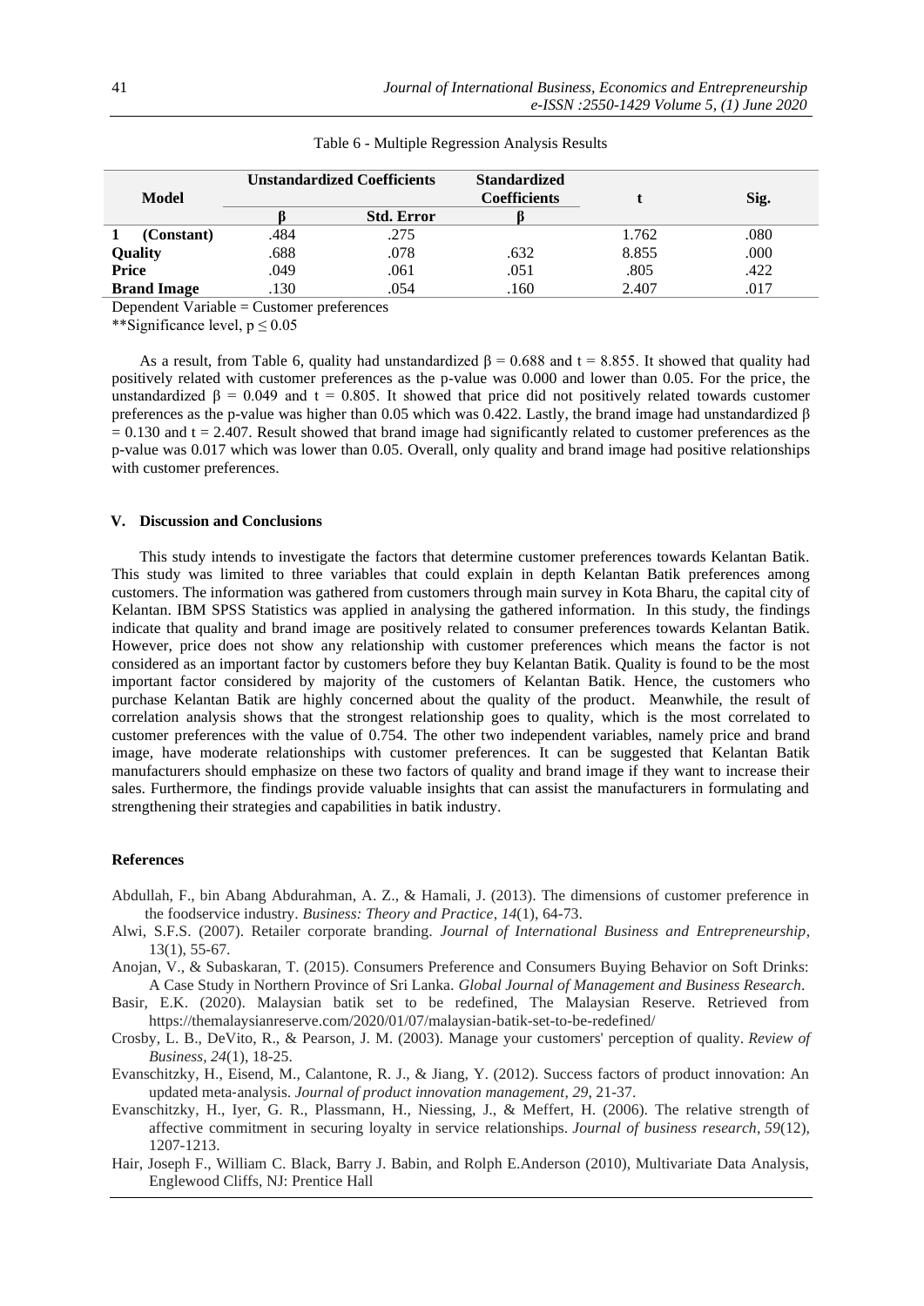Table 6 - Multiple Regression Analysis Results

| Model | Unstandardized Coefficients | | Standardized Coefficients | t | Sig. |
|---|---|---|---|---|---|
| | β | Std. Error | β | | |
| 1 (Constant) | .484 | .275 | | 1.762 | .080 |
| Quality | .688 | .078 | .632 | 8.855 | .000 |
| Price | .049 | .061 | .051 | .805 | .422 |
| Brand Image | .130 | .054 | .160 | 2.407 | .017 |

Dependent Variable = Customer preferences

**Significance level, $p \leq 0.05$

As a result, from Table 6, quality had unstandardized $\beta = 0.688$ and $t = 8.855$. It showed that quality had positively related with customer preferences as the p-value was 0.000 and lower than 0.05. For the price, the unstandardized $\beta = 0.049$ and $t = 0.805$. It showed that price did not positively related towards customer preferences as the p-value was higher than 0.05 which was 0.422. Lastly, the brand image had unstandardized $\beta = 0.130$ and $t = 2.407$. Result showed that brand image had significantly related to customer preferences as the p-value was 0.017 which was lower than 0.05. Overall, only quality and brand image had positive relationships with customer preferences.

## V. Discussion and Conclusions

This study intends to investigate the factors that determine customer preferences towards Kelantan Batik. This study was limited to three variables that could explain in depth Kelantan Batik preferences among customers. The information was gathered from customers through main survey in Kota Bharu, the capital city of Kelantan. IBM SPSS Statistics was applied in analysing the gathered information. In this study, the findings indicate that quality and brand image are positively related to consumer preferences towards Kelantan Batik. However, price does not show any relationship with customer preferences which means the factor is not considered as an important factor by customers before they buy Kelantan Batik. Quality is found to be the most important factor considered by majority of the customers of Kelantan Batik. Hence, the customers who purchase Kelantan Batik are highly concerned about the quality of the product. Meanwhile, the result of correlation analysis shows that the strongest relationship goes to quality, which is the most correlated to customer preferences with the value of 0.754. The other two independent variables, namely price and brand image, have moderate relationships with customer preferences. It can be suggested that Kelantan Batik manufacturers should emphasize on these two factors of quality and brand image if they want to increase their sales. Furthermore, the findings provide valuable insights that can assist the manufacturers in formulating and strengthening their strategies and capabilities in batik industry.

## References

Abdullah, F., bin Abang Abdurahman, A. Z., & Hamali, J. (2013). The dimensions of customer preference in the foodservice industry. *Business: Theory and Practice*, *14*(1), 64-73.

Alwi, S.F.S. (2007). Retailer corporate branding. *Journal of International Business and Entrepreneurship*, 13(1), 55-67.

Anojan, V., & Subaskaran, T. (2015). Consumers Preference and Consumers Buying Behavior on Soft Drinks: A Case Study in Northern Province of Sri Lanka. *Global Journal of Management and Business Research*.

Basir, E.K. (2020). Malaysian batik set to be redefined, The Malaysian Reserve. Retrieved from https://themalaysianreserve.com/2020/01/07/malaysian-batik-set-to-be-redefined/

Crosby, L. B., DeVito, R., & Pearson, J. M. (2003). Manage your customers' perception of quality. *Review of Business*, *24*(1), 18-25.

Evanschitzky, H., Eisend, M., Calantone, R. J., & Jiang, Y. (2012). Success factors of product innovation: An updated meta‐analysis. *Journal of product innovation management*, *29*, 21-37.

Evanschitzky, H., Iyer, G. R., Plassmann, H., Niessing, J., & Meffert, H. (2006). The relative strength of affective commitment in securing loyalty in service relationships. *Journal of business research*, *59*(12), 1207-1213.

Hair, Joseph F., William C. Black, Barry J. Babin, and Rolph E.Anderson (2010), Multivariate Data Analysis, Englewood Cliffs, NJ: Prentice Hall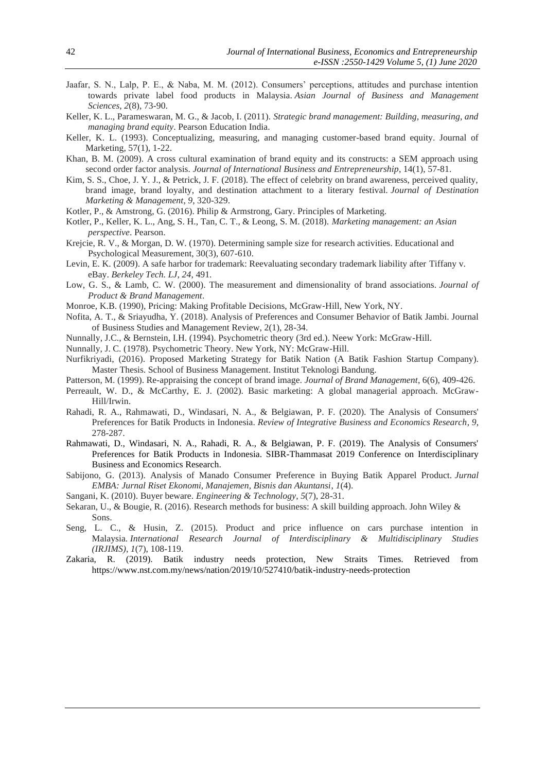Jaafar, S. N., Lalp, P. E., & Naba, M. M. (2012). Consumers' perceptions, attitudes and purchase intention towards private label food products in Malaysia. *Asian Journal of Business and Management Sciences*, *2*(8), 73-90.

Keller, K. L., Parameswaran, M. G., & Jacob, I. (2011). *Strategic brand management: Building, measuring, and managing brand equity*. Pearson Education India.

Keller, K. L. (1993). Conceptualizing, measuring, and managing customer-based brand equity. Journal of Marketing, 57(1), 1-22.

Khan, B. M. (2009). A cross cultural examination of brand equity and its constructs: a SEM approach using second order factor analysis. *Journal of International Business and Entrepreneurship*, 14(1), 57-81.

Kim, S. S., Choe, J. Y. J., & Petrick, J. F. (2018). The effect of celebrity on brand awareness, perceived quality, brand image, brand loyalty, and destination attachment to a literary festival. *Journal of Destination Marketing & Management*, *9*, 320-329.

Kotler, P., & Amstrong, G. (2016). Philip & Armstrong, Gary. Principles of Marketing.

Kotler, P., Keller, K. L., Ang, S. H., Tan, C. T., & Leong, S. M. (2018). *Marketing management: an Asian perspective*. Pearson.

Krejcie, R. V., & Morgan, D. W. (1970). Determining sample size for research activities. Educational and Psychological Measurement, 30(3), 607-610.

Levin, E. K. (2009). A safe harbor for trademark: Reevaluating secondary trademark liability after Tiffany v. eBay. *Berkeley Tech. LJ*, *24*, 491.

Low, G. S., & Lamb, C. W. (2000). The measurement and dimensionality of brand associations. *Journal of Product & Brand Management*.

Monroe, K.B. (1990), Pricing: Making Profitable Decisions, McGraw-Hill, New York, NY.

Nofita, A. T., & Sriayudha, Y. (2018). Analysis of Preferences and Consumer Behavior of Batik Jambi. Journal of Business Studies and Management Review, 2(1), 28-34.

Nunnally, J.C., & Bernstein, I.H. (1994). Psychometric theory (3rd ed.). Neew York: McGraw-Hill.

Nunnally, J. C. (1978). Psychometric Theory. New York, NY: McGraw-Hill.

Nurfikriyadi, (2016). Proposed Marketing Strategy for Batik Nation (A Batik Fashion Startup Company). Master Thesis. School of Business Management. Institut Teknologi Bandung.

Patterson, M. (1999). Re-appraising the concept of brand image. *Journal of Brand Management*, 6(6), 409-426.

Perreault, W. D., & McCarthy, E. J. (2002). Basic marketing: A global managerial approach. McGraw-Hill/Irwin.

Rahadi, R. A., Rahmawati, D., Windasari, N. A., & Belgiawan, P. F. (2020). The Analysis of Consumers' Preferences for Batik Products in Indonesia. *Review of Integrative Business and Economics Research*, *9*, 278-287.

Rahmawati, D., Windasari, N. A., Rahadi, R. A., & Belgiawan, P. F. (2019). The Analysis of Consumers' Preferences for Batik Products in Indonesia. SIBR-Thammasat 2019 Conference on Interdisciplinary Business and Economics Research.

Sabijono, G. (2013). Analysis of Manado Consumer Preference in Buying Batik Apparel Product. *Jurnal EMBA: Jurnal Riset Ekonomi, Manajemen, Bisnis dan Akuntansi*, *1*(4).

Sangani, K. (2010). Buyer beware. *Engineering & Technology*, *5*(7), 28-31.

Sekaran, U., & Bougie, R. (2016). Research methods for business: A skill building approach. John Wiley & Sons.

Seng, L. C., & Husin, Z. (2015). Product and price influence on cars purchase intention in Malaysia. *International Research Journal of Interdisciplinary & Multidisciplinary Studies (IRJIMS)*, *1*(7), 108-119.

Zakaria, R. (2019). Batik industry needs protection, New Straits Times. Retrieved from https://www.nst.com.my/news/nation/2019/10/527410/batik-industry-needs-protection